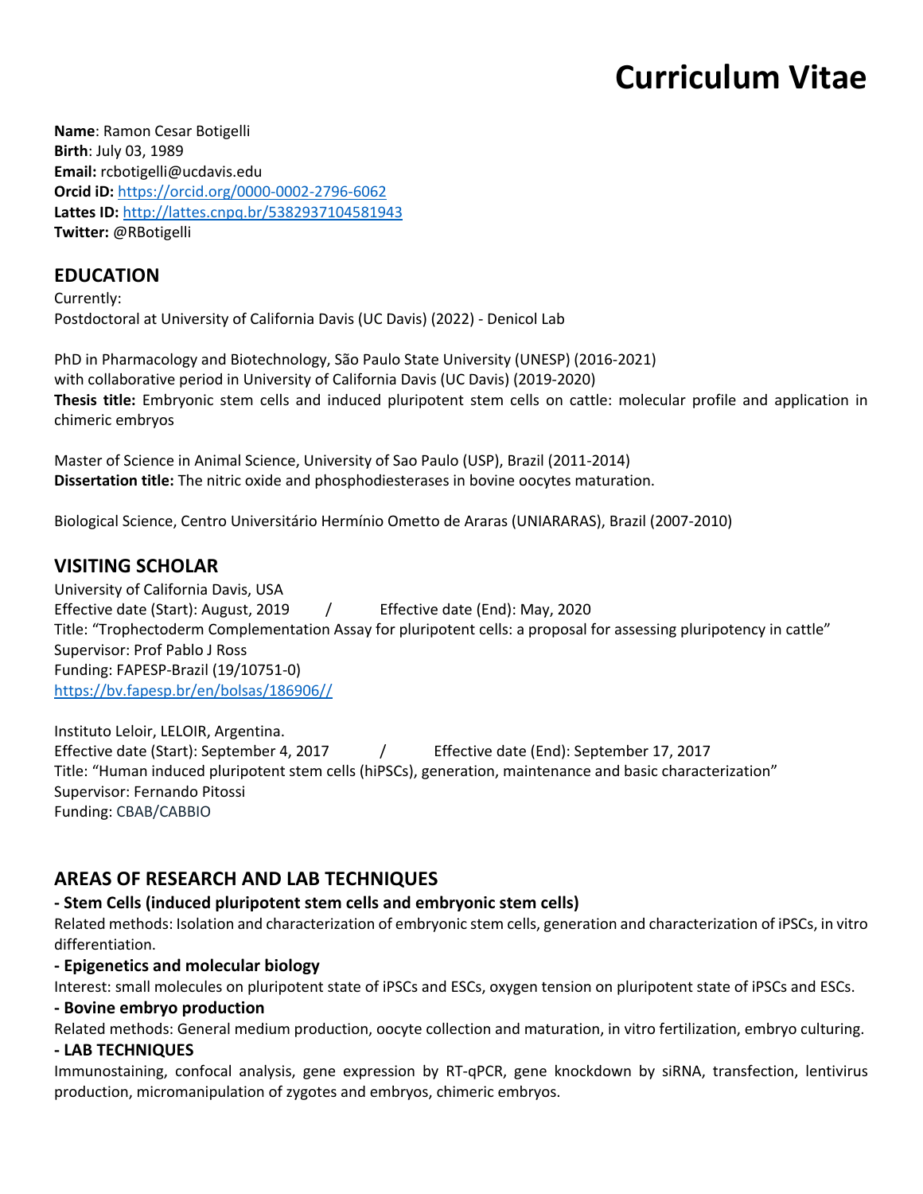# Curriculum Vitae

**Name**: Ramon Cesar Botigelli
**Birth**: July 03, 1989
**Email:** rcbotigelli@ucdavis.edu
**Orcid iD:** https://orcid.org/0000-0002-2796-6062
**Lattes ID:** http://lattes.cnpq.br/5382937104581943
**Twitter:** @RBotigelli

## EDUCATION

Currently:
Postdoctoral at University of California Davis (UC Davis) (2022) - Denicol Lab

PhD in Pharmacology and Biotechnology, São Paulo State University (UNESP) (2016-2021)
with collaborative period in University of California Davis (UC Davis) (2019-2020)
**Thesis title:** Embryonic stem cells and induced pluripotent stem cells on cattle: molecular profile and application in chimeric embryos

Master of Science in Animal Science, University of Sao Paulo (USP), Brazil (2011-2014)
**Dissertation title:** The nitric oxide and phosphodiesterases in bovine oocytes maturation.

Biological Science, Centro Universitário Hermínio Ometto de Araras (UNIARARAS), Brazil (2007-2010)

## VISITING SCHOLAR

University of California Davis, USA
Effective date (Start): August, 2019 / Effective date (End): May, 2020
Title: "Trophectoderm Complementation Assay for pluripotent cells: a proposal for assessing pluripotency in cattle"
Supervisor: Prof Pablo J Ross
Funding: FAPESP-Brazil (19/10751-0)
https://bv.fapesp.br/en/bolsas/186906//

Instituto Leloir, LELOIR, Argentina.
Effective date (Start): September 4, 2017 / Effective date (End): September 17, 2017
Title: "Human induced pluripotent stem cells (hiPSCs), generation, maintenance and basic characterization"
Supervisor: Fernando Pitossi
Funding: CBAB/CABBIO

## AREAS OF RESEARCH AND LAB TECHNIQUES

**- Stem Cells (induced pluripotent stem cells and embryonic stem cells)**
Related methods: Isolation and characterization of embryonic stem cells, generation and characterization of iPSCs, in vitro differentiation.

**- Epigenetics and molecular biology**
Interest: small molecules on pluripotent state of iPSCs and ESCs, oxygen tension on pluripotent state of iPSCs and ESCs.

**- Bovine embryo production**
Related methods: General medium production, oocyte collection and maturation, in vitro fertilization, embryo culturing.

**- LAB TECHNIQUES**
Immunostaining, confocal analysis, gene expression by RT-qPCR, gene knockdown by siRNA, transfection, lentivirus production, micromanipulation of zygotes and embryos, chimeric embryos.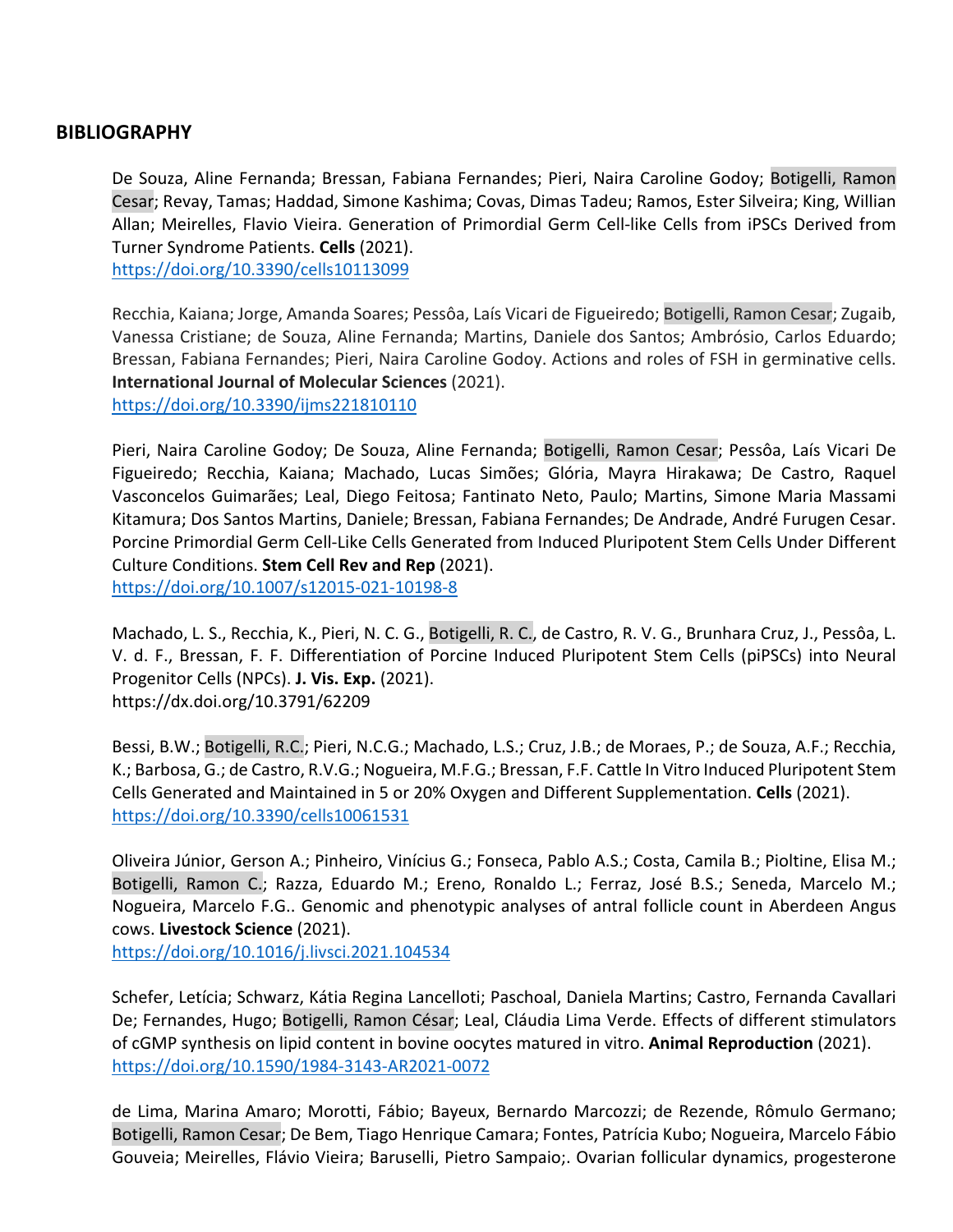## BIBLIOGRAPHY

De Souza, Aline Fernanda; Bressan, Fabiana Fernandes; Pieri, Naira Caroline Godoy; Botigelli, Ramon Cesar; Revay, Tamas; Haddad, Simone Kashima; Covas, Dimas Tadeu; Ramos, Ester Silveira; King, Willian Allan; Meirelles, Flavio Vieira. Generation of Primordial Germ Cell-like Cells from iPSCs Derived from Turner Syndrome Patients. **Cells** (2021).
https://doi.org/10.3390/cells10113099

Recchia, Kaiana; Jorge, Amanda Soares; Pessôa, Laís Vicari de Figueiredo; Botigelli, Ramon Cesar; Zugaib, Vanessa Cristiane; de Souza, Aline Fernanda; Martins, Daniele dos Santos; Ambrósio, Carlos Eduardo; Bressan, Fabiana Fernandes; Pieri, Naira Caroline Godoy. Actions and roles of FSH in germinative cells. **International Journal of Molecular Sciences** (2021).
https://doi.org/10.3390/ijms221810110

Pieri, Naira Caroline Godoy; De Souza, Aline Fernanda; Botigelli, Ramon Cesar; Pessôa, Laís Vicari De Figueiredo; Recchia, Kaiana; Machado, Lucas Simões; Glória, Mayra Hirakawa; De Castro, Raquel Vasconcelos Guimarães; Leal, Diego Feitosa; Fantinato Neto, Paulo; Martins, Simone Maria Massami Kitamura; Dos Santos Martins, Daniele; Bressan, Fabiana Fernandes; De Andrade, André Furugen Cesar. Porcine Primordial Germ Cell-Like Cells Generated from Induced Pluripotent Stem Cells Under Different Culture Conditions. **Stem Cell Rev and Rep** (2021).
https://doi.org/10.1007/s12015-021-10198-8

Machado, L. S., Recchia, K., Pieri, N. C. G., Botigelli, R. C., de Castro, R. V. G., Brunhara Cruz, J., Pessôa, L. V. d. F., Bressan, F. F. Differentiation of Porcine Induced Pluripotent Stem Cells (piPSCs) into Neural Progenitor Cells (NPCs). **J. Vis. Exp.** (2021).
https://dx.doi.org/10.3791/62209

Bessi, B.W.; Botigelli, R.C.; Pieri, N.C.G.; Machado, L.S.; Cruz, J.B.; de Moraes, P.; de Souza, A.F.; Recchia, K.; Barbosa, G.; de Castro, R.V.G.; Nogueira, M.F.G.; Bressan, F.F. Cattle In Vitro Induced Pluripotent Stem Cells Generated and Maintained in 5 or 20% Oxygen and Different Supplementation. **Cells** (2021).
https://doi.org/10.3390/cells10061531

Oliveira Júnior, Gerson A.; Pinheiro, Vinícius G.; Fonseca, Pablo A.S.; Costa, Camila B.; Pioltine, Elisa M.; Botigelli, Ramon C.; Razza, Eduardo M.; Ereno, Ronaldo L.; Ferraz, José B.S.; Seneda, Marcelo M.; Nogueira, Marcelo F.G.. Genomic and phenotypic analyses of antral follicle count in Aberdeen Angus cows. **Livestock Science** (2021).
https://doi.org/10.1016/j.livsci.2021.104534

Schefer, Letícia; Schwarz, Kátia Regina Lancelloti; Paschoal, Daniela Martins; Castro, Fernanda Cavallari De; Fernandes, Hugo; Botigelli, Ramon César; Leal, Cláudia Lima Verde. Effects of different stimulators of cGMP synthesis on lipid content in bovine oocytes matured in vitro. **Animal Reproduction** (2021).
https://doi.org/10.1590/1984-3143-AR2021-0072

de Lima, Marina Amaro; Morotti, Fábio; Bayeux, Bernardo Marcozzi; de Rezende, Rômulo Germano; Botigelli, Ramon Cesar; De Bem, Tiago Henrique Camara; Fontes, Patrícia Kubo; Nogueira, Marcelo Fábio Gouveia; Meirelles, Flávio Vieira; Baruselli, Pietro Sampaio;. Ovarian follicular dynamics, progesterone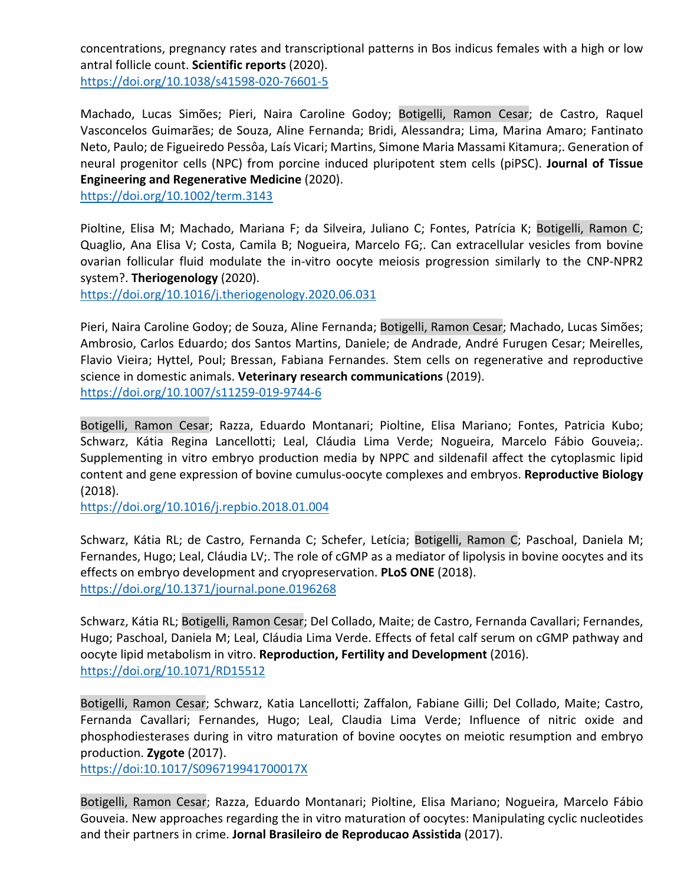concentrations, pregnancy rates and transcriptional patterns in Bos indicus females with a high or low antral follicle count. **Scientific reports** (2020).
https://doi.org/10.1038/s41598-020-76601-5

Machado, Lucas Simões; Pieri, Naira Caroline Godoy; Botigelli, Ramon Cesar; de Castro, Raquel Vasconcelos Guimarães; de Souza, Aline Fernanda; Bridi, Alessandra; Lima, Marina Amaro; Fantinato Neto, Paulo; de Figueiredo Pessôa, Laís Vicari; Martins, Simone Maria Massami Kitamura;. Generation of neural progenitor cells (NPC) from porcine induced pluripotent stem cells (piPSC). **Journal of Tissue Engineering and Regenerative Medicine** (2020).
https://doi.org/10.1002/term.3143

Pioltine, Elisa M; Machado, Mariana F; da Silveira, Juliano C; Fontes, Patrícia K; Botigelli, Ramon C; Quaglio, Ana Elisa V; Costa, Camila B; Nogueira, Marcelo FG;. Can extracellular vesicles from bovine ovarian follicular fluid modulate the in-vitro oocyte meiosis progression similarly to the CNP-NPR2 system?. **Theriogenology** (2020).
https://doi.org/10.1016/j.theriogenology.2020.06.031

Pieri, Naira Caroline Godoy; de Souza, Aline Fernanda; Botigelli, Ramon Cesar; Machado, Lucas Simões; Ambrosio, Carlos Eduardo; dos Santos Martins, Daniele; de Andrade, André Furugen Cesar; Meirelles, Flavio Vieira; Hyttel, Poul; Bressan, Fabiana Fernandes. Stem cells on regenerative and reproductive science in domestic animals. **Veterinary research communications** (2019).
https://doi.org/10.1007/s11259-019-9744-6

Botigelli, Ramon Cesar; Razza, Eduardo Montanari; Pioltine, Elisa Mariano; Fontes, Patricia Kubo; Schwarz, Kátia Regina Lancellotti; Leal, Cláudia Lima Verde; Nogueira, Marcelo Fábio Gouveia;. Supplementing in vitro embryo production media by NPPC and sildenafil affect the cytoplasmic lipid content and gene expression of bovine cumulus-oocyte complexes and embryos. **Reproductive Biology** (2018).
https://doi.org/10.1016/j.repbio.2018.01.004

Schwarz, Kátia RL; de Castro, Fernanda C; Schefer, Letícia; Botigelli, Ramon C; Paschoal, Daniela M; Fernandes, Hugo; Leal, Cláudia LV;. The role of cGMP as a mediator of lipolysis in bovine oocytes and its effects on embryo development and cryopreservation. **PLoS ONE** (2018).
https://doi.org/10.1371/journal.pone.0196268

Schwarz, Kátia RL; Botigelli, Ramon Cesar; Del Collado, Maite; de Castro, Fernanda Cavallari; Fernandes, Hugo; Paschoal, Daniela M; Leal, Cláudia Lima Verde. Effects of fetal calf serum on cGMP pathway and oocyte lipid metabolism in vitro. **Reproduction, Fertility and Development** (2016).
https://doi.org/10.1071/RD15512

Botigelli, Ramon Cesar; Schwarz, Katia Lancellotti; Zaffalon, Fabiane Gilli; Del Collado, Maite; Castro, Fernanda Cavallari; Fernandes, Hugo; Leal, Claudia Lima Verde; Influence of nitric oxide and phosphodiesterases during in vitro maturation of bovine oocytes on meiotic resumption and embryo production. **Zygote** (2017).
https://doi:10.1017/S096719941700017X

Botigelli, Ramon Cesar; Razza, Eduardo Montanari; Pioltine, Elisa Mariano; Nogueira, Marcelo Fábio Gouveia. New approaches regarding the in vitro maturation of oocytes: Manipulating cyclic nucleotides and their partners in crime. **Jornal Brasileiro de Reproducao Assistida** (2017).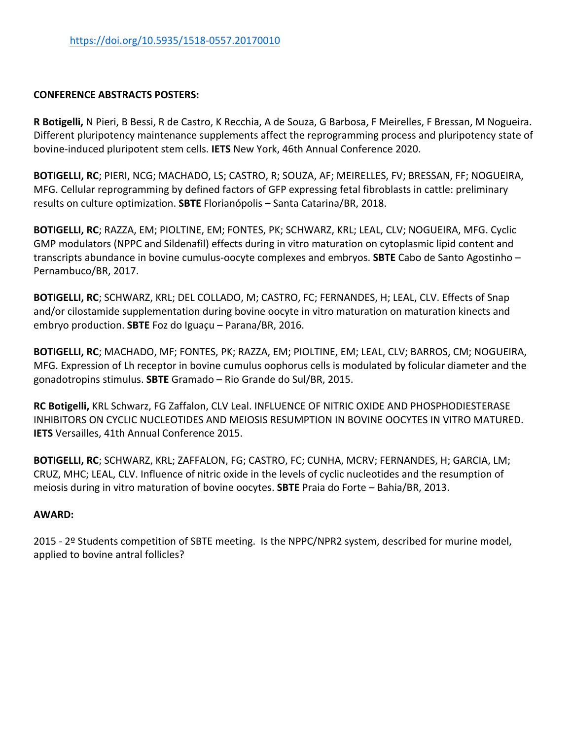https://doi.org/10.5935/1518-0557.20170010

**CONFERENCE ABSTRACTS POSTERS:**

**R Botigelli,** N Pieri, B Bessi, R de Castro, K Recchia, A de Souza, G Barbosa, F Meirelles, F Bressan, M Nogueira. Different pluripotency maintenance supplements affect the reprogramming process and pluripotency state of bovine-induced pluripotent stem cells. **IETS** New York, 46th Annual Conference 2020.

**BOTIGELLI, RC**; PIERI, NCG; MACHADO, LS; CASTRO, R; SOUZA, AF; MEIRELLES, FV; BRESSAN, FF; NOGUEIRA, MFG. Cellular reprogramming by defined factors of GFP expressing fetal fibroblasts in cattle: preliminary results on culture optimization. **SBTE** Florianópolis – Santa Catarina/BR, 2018.

**BOTIGELLI, RC**; RAZZA, EM; PIOLTINE, EM; FONTES, PK; SCHWARZ, KRL; LEAL, CLV; NOGUEIRA, MFG. Cyclic GMP modulators (NPPC and Sildenafil) effects during in vitro maturation on cytoplasmic lipid content and transcripts abundance in bovine cumulus-oocyte complexes and embryos. **SBTE** Cabo de Santo Agostinho – Pernambuco/BR, 2017.

**BOTIGELLI, RC**; SCHWARZ, KRL; DEL COLLADO, M; CASTRO, FC; FERNANDES, H; LEAL, CLV. Effects of Snap and/or cilostamide supplementation during bovine oocyte in vitro maturation on maturation kinects and embryo production. **SBTE** Foz do Iguaçu – Parana/BR, 2016.

**BOTIGELLI, RC**; MACHADO, MF; FONTES, PK; RAZZA, EM; PIOLTINE, EM; LEAL, CLV; BARROS, CM; NOGUEIRA, MFG. Expression of Lh receptor in bovine cumulus oophorus cells is modulated by folicular diameter and the gonadotropins stimulus. **SBTE** Gramado – Rio Grande do Sul/BR, 2015.

**RC Botigelli,** KRL Schwarz, FG Zaffalon, CLV Leal. INFLUENCE OF NITRIC OXIDE AND PHOSPHODIESTERASE INHIBITORS ON CYCLIC NUCLEOTIDES AND MEIOSIS RESUMPTION IN BOVINE OOCYTES IN VITRO MATURED. **IETS** Versailles, 41th Annual Conference 2015.

**BOTIGELLI, RC**; SCHWARZ, KRL; ZAFFALON, FG; CASTRO, FC; CUNHA, MCRV; FERNANDES, H; GARCIA, LM; CRUZ, MHC; LEAL, CLV. Influence of nitric oxide in the levels of cyclic nucleotides and the resumption of meiosis during in vitro maturation of bovine oocytes. **SBTE** Praia do Forte – Bahia/BR, 2013.

**AWARD:**

2015 - 2º Students competition of SBTE meeting. Is the NPPC/NPR2 system, described for murine model, applied to bovine antral follicles?